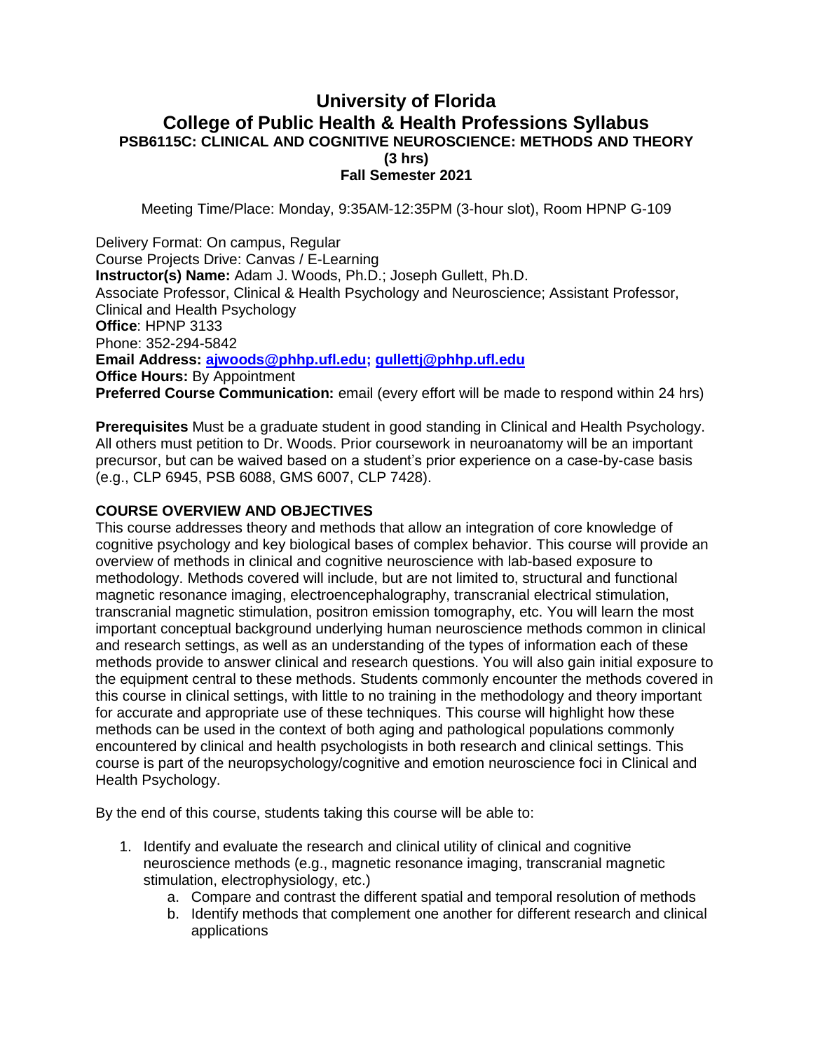# University of Florida
# College of Public Health & Health Professions Syllabus
## PSB6115C: CLINICAL AND COGNITIVE NEUROSCIENCE: METHODS AND THEORY
### (3 hrs)
### Fall Semester 2021

Meeting Time/Place: Monday, 9:35AM-12:35PM (3-hour slot), Room HPNP G-109

Delivery Format: On campus, Regular
Course Projects Drive: Canvas / E-Learning
**Instructor(s) Name:** Adam J. Woods, Ph.D.; Joseph Gullett, Ph.D.
Associate Professor, Clinical & Health Psychology and Neuroscience; Assistant Professor, Clinical and Health Psychology
**Office**: HPNP 3133
Phone: 352-294-5842
**Email Address:** ajwoods@phhp.ufl.edu; gullettj@phhp.ufl.edu
**Office Hours:** By Appointment
**Preferred Course Communication:** email (every effort will be made to respond within 24 hrs)

**Prerequisites** Must be a graduate student in good standing in Clinical and Health Psychology. All others must petition to Dr. Woods. Prior coursework in neuroanatomy will be an important precursor, but can be waived based on a student's prior experience on a case-by-case basis (e.g., CLP 6945, PSB 6088, GMS 6007, CLP 7428).

**COURSE OVERVIEW AND OBJECTIVES**

This course addresses theory and methods that allow an integration of core knowledge of cognitive psychology and key biological bases of complex behavior. This course will provide an overview of methods in clinical and cognitive neuroscience with lab-based exposure to methodology. Methods covered will include, but are not limited to, structural and functional magnetic resonance imaging, electroencephalography, transcranial electrical stimulation, transcranial magnetic stimulation, positron emission tomography, etc. You will learn the most important conceptual background underlying human neuroscience methods common in clinical and research settings, as well as an understanding of the types of information each of these methods provide to answer clinical and research questions. You will also gain initial exposure to the equipment central to these methods. Students commonly encounter the methods covered in this course in clinical settings, with little to no training in the methodology and theory important for accurate and appropriate use of these techniques. This course will highlight how these methods can be used in the context of both aging and pathological populations commonly encountered by clinical and health psychologists in both research and clinical settings. This course is part of the neuropsychology/cognitive and emotion neuroscience foci in Clinical and Health Psychology.

By the end of this course, students taking this course will be able to:

1. Identify and evaluate the research and clinical utility of clinical and cognitive neuroscience methods (e.g., magnetic resonance imaging, transcranial magnetic stimulation, electrophysiology, etc.)
    a. Compare and contrast the different spatial and temporal resolution of methods
    b. Identify methods that complement one another for different research and clinical applications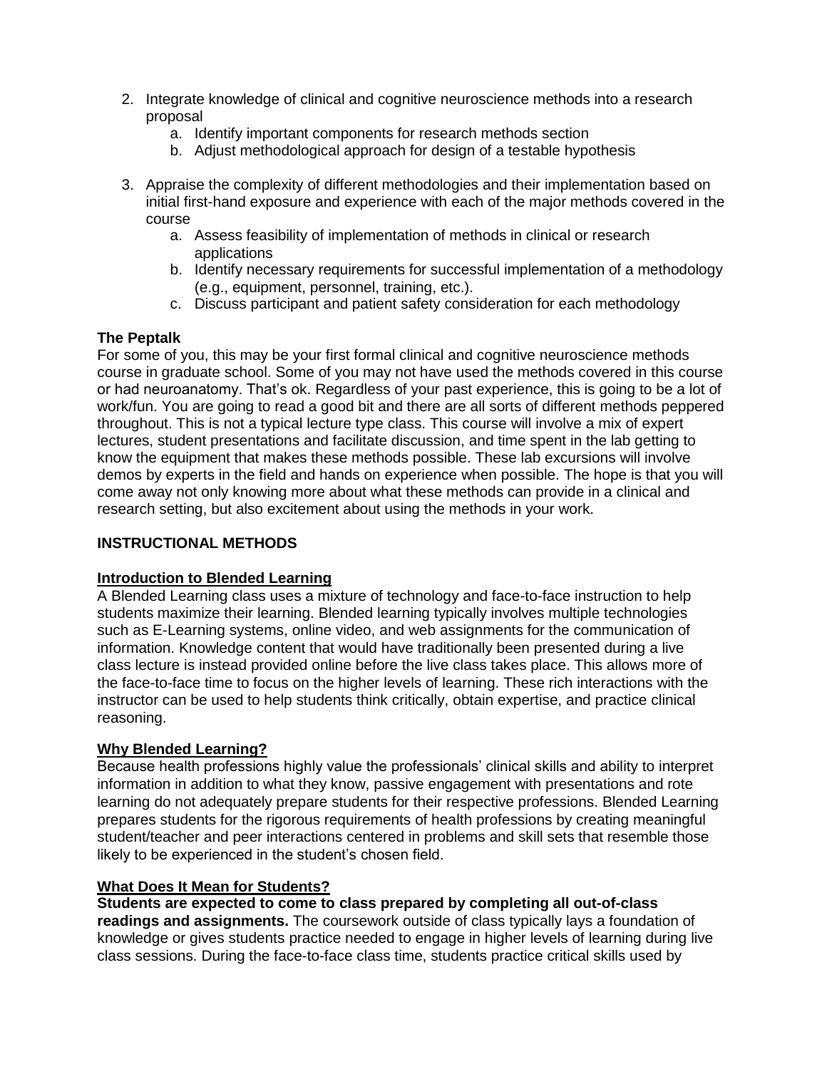2. Integrate knowledge of clinical and cognitive neuroscience methods into a research proposal
    a. Identify important components for research methods section
    b. Adjust methodological approach for design of a testable hypothesis

3. Appraise the complexity of different methodologies and their implementation based on initial first-hand exposure and experience with each of the major methods covered in the course
    a. Assess feasibility of implementation of methods in clinical or research applications
    b. Identify necessary requirements for successful implementation of a methodology (e.g., equipment, personnel, training, etc.).
    c. Discuss participant and patient safety consideration for each methodology

**The Peptalk**

For some of you, this may be your first formal clinical and cognitive neuroscience methods course in graduate school. Some of you may not have used the methods covered in this course or had neuroanatomy. That's ok. Regardless of your past experience, this is going to be a lot of work/fun. You are going to read a good bit and there are all sorts of different methods peppered throughout. This is not a typical lecture type class. This course will involve a mix of expert lectures, student presentations and facilitate discussion, and time spent in the lab getting to know the equipment that makes these methods possible. These lab excursions will involve demos by experts in the field and hands on experience when possible. The hope is that you will come away not only knowing more about what these methods can provide in a clinical and research setting, but also excitement about using the methods in your work.

## INSTRUCTIONAL METHODS

**Introduction to Blended Learning**

A Blended Learning class uses a mixture of technology and face-to-face instruction to help students maximize their learning. Blended learning typically involves multiple technologies such as E-Learning systems, online video, and web assignments for the communication of information. Knowledge content that would have traditionally been presented during a live class lecture is instead provided online before the live class takes place. This allows more of the face-to-face time to focus on the higher levels of learning. These rich interactions with the instructor can be used to help students think critically, obtain expertise, and practice clinical reasoning.

**Why Blended Learning?**

Because health professions highly value the professionals' clinical skills and ability to interpret information in addition to what they know, passive engagement with presentations and rote learning do not adequately prepare students for their respective professions. Blended Learning prepares students for the rigorous requirements of health professions by creating meaningful student/teacher and peer interactions centered in problems and skill sets that resemble those likely to be experienced in the student's chosen field.

**What Does It Mean for Students?**

**Students are expected to come to class prepared by completing all out-of-class readings and assignments.** The coursework outside of class typically lays a foundation of knowledge or gives students practice needed to engage in higher levels of learning during live class sessions. During the face-to-face class time, students practice critical skills used by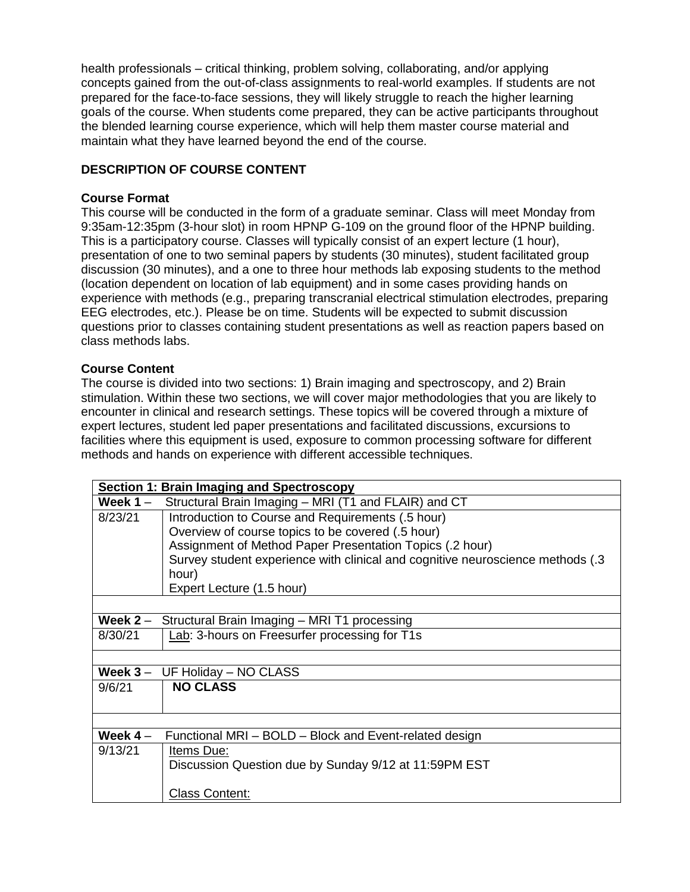health professionals – critical thinking, problem solving, collaborating, and/or applying concepts gained from the out-of-class assignments to real-world examples. If students are not prepared for the face-to-face sessions, they will likely struggle to reach the higher learning goals of the course. When students come prepared, they can be active participants throughout the blended learning course experience, which will help them master course material and maintain what they have learned beyond the end of the course.

## DESCRIPTION OF COURSE CONTENT

### Course Format

This course will be conducted in the form of a graduate seminar. Class will meet Monday from 9:35am-12:35pm (3-hour slot) in room HPNP G-109 on the ground floor of the HPNP building. This is a participatory course. Classes will typically consist of an expert lecture (1 hour), presentation of one to two seminal papers by students (30 minutes), student facilitated group discussion (30 minutes), and a one to three hour methods lab exposing students to the method (location dependent on location of lab equipment) and in some cases providing hands on experience with methods (e.g., preparing transcranial electrical stimulation electrodes, preparing EEG electrodes, etc.). Please be on time. Students will be expected to submit discussion questions prior to classes containing student presentations as well as reaction papers based on class methods labs.

### Course Content

The course is divided into two sections: 1) Brain imaging and spectroscopy, and 2) Brain stimulation. Within these two sections, we will cover major methodologies that you are likely to encounter in clinical and research settings. These topics will be covered through a mixture of expert lectures, student led paper presentations and facilitated discussions, excursions to facilities where this equipment is used, exposure to common processing software for different methods and hands on experience with different accessible techniques.

| **Section 1: Brain Imaging and Spectroscopy** | |
|---|---|
| **Week 1** – Structural Brain Imaging – MRI (T1 and FLAIR) and CT | |
| 8/23/21 | Introduction to Course and Requirements (.5 hour)<br>Overview of course topics to be covered (.5 hour)<br>Assignment of Method Paper Presentation Topics (.2 hour)<br>Survey student experience with clinical and cognitive neuroscience methods (.3 hour)<br>Expert Lecture (1.5 hour) |
| | |
| **Week 2** – Structural Brain Imaging – MRI T1 processing | |
| 8/30/21 | Lab: 3-hours on Freesurfer processing for T1s |
| | |
| **Week 3** – UF Holiday – NO CLASS | |
| 9/6/21 | **NO CLASS** |
| | |
| **Week 4** – Functional MRI – BOLD – Block and Event-related design | |
| 9/13/21 | Items Due:<br>Discussion Question due by Sunday 9/12 at 11:59PM EST<br><br>Class Content: |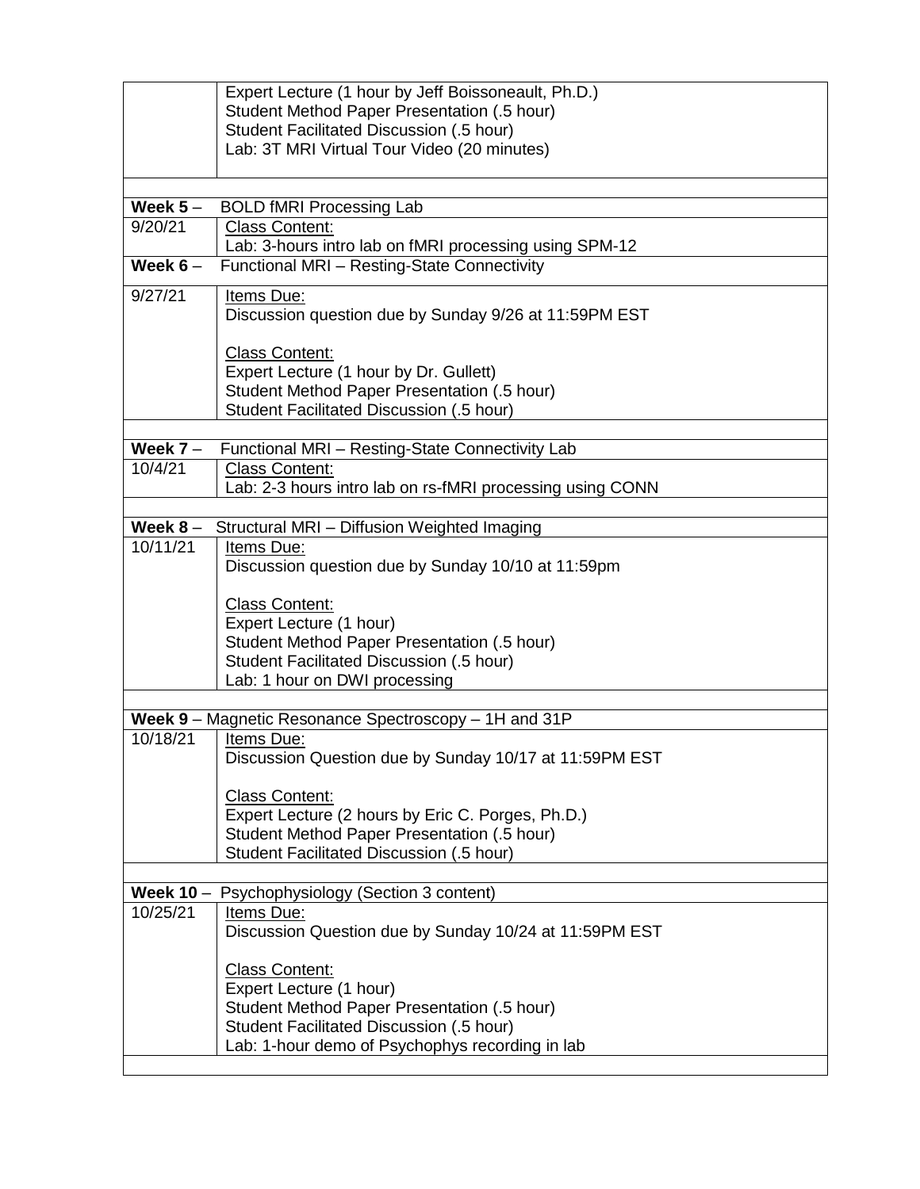| | |
|---|---|
| | Expert Lecture (1 hour by Jeff Boissoneault, Ph.D.)<br>Student Method Paper Presentation (.5 hour)<br>Student Facilitated Discussion (.5 hour)<br>Lab: 3T MRI Virtual Tour Video (20 minutes) |
| | |
| **Week 5** – BOLD fMRI Processing Lab | |
| 9/20/21 | <u>Class Content:</u><br>Lab: 3-hours intro lab on fMRI processing using SPM-12 |
| **Week 6** – Functional MRI – Resting-State Connectivity | |
| 9/27/21 | <u>Items Due:</u><br>Discussion question due by Sunday 9/26 at 11:59PM EST<br><br><u>Class Content:</u><br>Expert Lecture (1 hour by Dr. Gullett)<br>Student Method Paper Presentation (.5 hour)<br>Student Facilitated Discussion (.5 hour) |
| | |
| **Week 7** – Functional MRI – Resting-State Connectivity Lab | |
| 10/4/21 | <u>Class Content:</u><br>Lab: 2-3 hours intro lab on rs-fMRI processing using CONN |
| | |
| **Week 8** – Structural MRI – Diffusion Weighted Imaging | |
| 10/11/21 | <u>Items Due:</u><br>Discussion question due by Sunday 10/10 at 11:59pm<br><br><u>Class Content:</u><br>Expert Lecture (1 hour)<br>Student Method Paper Presentation (.5 hour)<br>Student Facilitated Discussion (.5 hour)<br>Lab: 1 hour on DWI processing |
| | |
| **Week 9** – Magnetic Resonance Spectroscopy – 1H and 31P | |
| 10/18/21 | <u>Items Due:</u><br>Discussion Question due by Sunday 10/17 at 11:59PM EST<br><br><u>Class Content:</u><br>Expert Lecture (2 hours by Eric C. Porges, Ph.D.)<br>Student Method Paper Presentation (.5 hour)<br>Student Facilitated Discussion (.5 hour) |
| | |
| **Week 10** – Psychophysiology (Section 3 content) | |
| 10/25/21 | <u>Items Due:</u><br>Discussion Question due by Sunday 10/24 at 11:59PM EST<br><br><u>Class Content:</u><br>Expert Lecture (1 hour)<br>Student Method Paper Presentation (.5 hour)<br>Student Facilitated Discussion (.5 hour)<br>Lab: 1-hour demo of Psychophys recording in lab |
| | |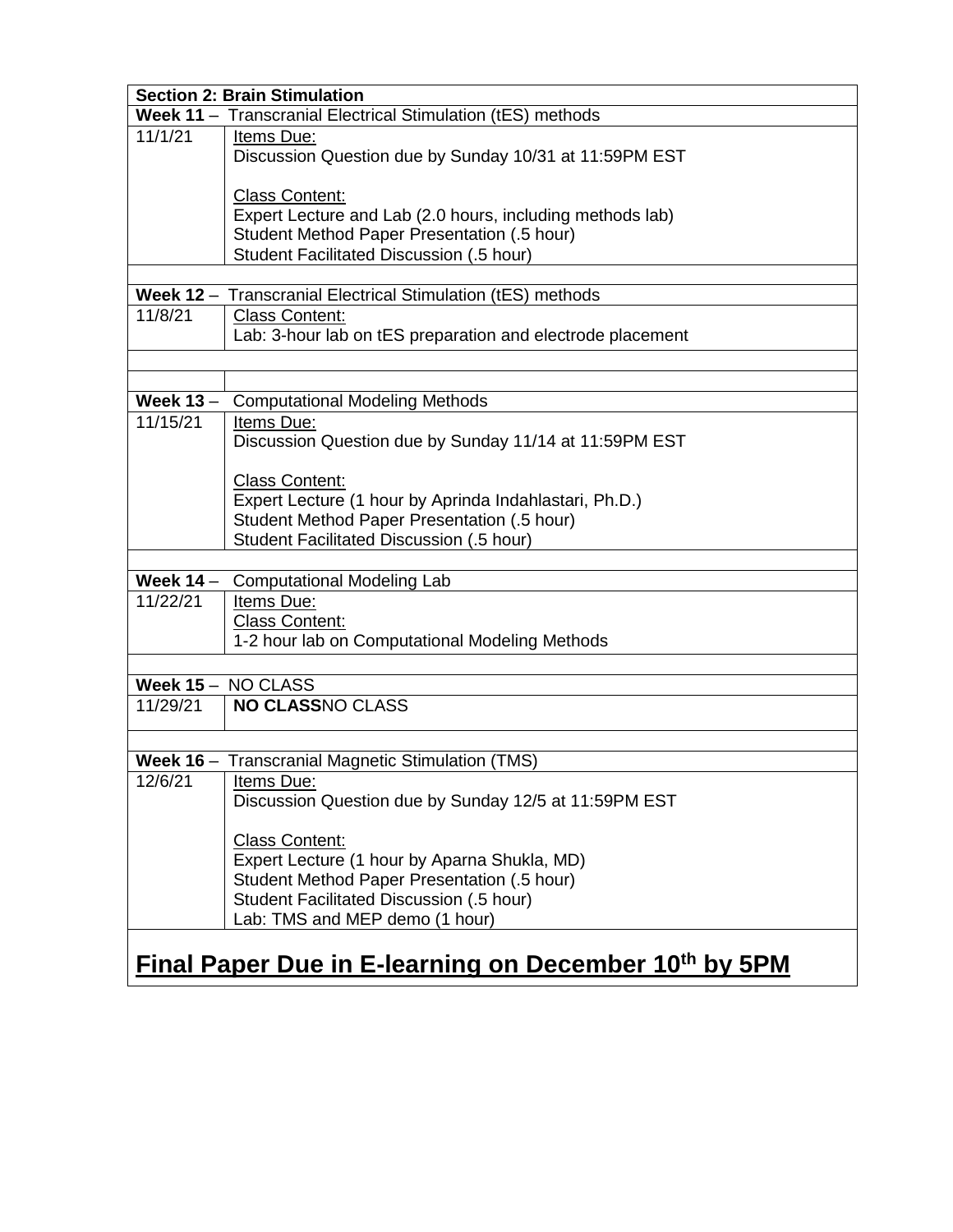| **Section 2: Brain Stimulation** | |
|---|---|
| **Week 11** – Transcranial Electrical Stimulation (tES) methods | |
| 11/1/21 | Items Due:<br>Discussion Question due by Sunday 10/31 at 11:59PM EST<br><br>Class Content:<br>Expert Lecture and Lab (2.0 hours, including methods lab)<br>Student Method Paper Presentation (.5 hour)<br>Student Facilitated Discussion (.5 hour) |
| | |
| **Week 12** – Transcranial Electrical Stimulation (tES) methods | |
| 11/8/21 | Class Content:<br>Lab: 3-hour lab on tES preparation and electrode placement |
| | |
| | |
| **Week 13** – Computational Modeling Methods | |
| 11/15/21 | Items Due:<br>Discussion Question due by Sunday 11/14 at 11:59PM EST<br><br>Class Content:<br>Expert Lecture (1 hour by Aprinda Indahlastari, Ph.D.)<br>Student Method Paper Presentation (.5 hour)<br>Student Facilitated Discussion (.5 hour) |
| | |
| **Week 14** – Computational Modeling Lab | |
| 11/22/21 | Items Due:<br>Class Content:<br>1-2 hour lab on Computational Modeling Methods |
| | |
| **Week 15** – NO CLASS | |
| 11/29/21 | **NO CLASS**NO CLASS |
| | |
| **Week 16** – Transcranial Magnetic Stimulation (TMS) | |
| 12/6/21 | Items Due:<br>Discussion Question due by Sunday 12/5 at 11:59PM EST<br><br>Class Content:<br>Expert Lecture (1 hour by Aparna Shukla, MD)<br>Student Method Paper Presentation (.5 hour)<br>Student Facilitated Discussion (.5 hour)<br>Lab: TMS and MEP demo (1 hour) |
| **Final Paper Due in E-learning on December 10th by 5PM** | |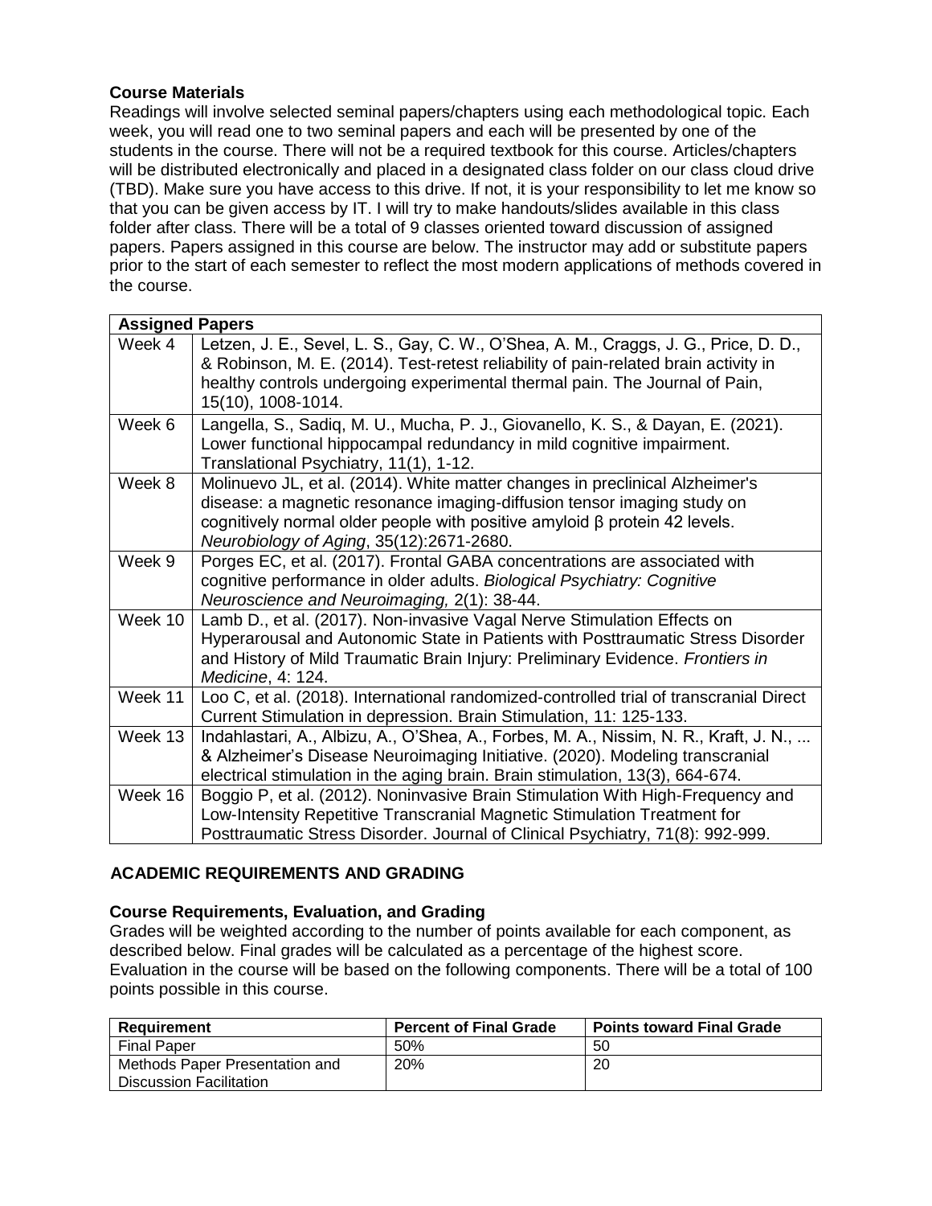### Course Materials

Readings will involve selected seminal papers/chapters using each methodological topic. Each week, you will read one to two seminal papers and each will be presented by one of the students in the course. There will not be a required textbook for this course. Articles/chapters will be distributed electronically and placed in a designated class folder on our class cloud drive (TBD). Make sure you have access to this drive. If not, it is your responsibility to let me know so that you can be given access by IT. I will try to make handouts/slides available in this class folder after class. There will be a total of 9 classes oriented toward discussion of assigned papers. Papers assigned in this course are below. The instructor may add or substitute papers prior to the start of each semester to reflect the most modern applications of methods covered in the course.

| **Assigned Papers** | |
|---|---|
| Week 4 | Letzen, J. E., Sevel, L. S., Gay, C. W., O'Shea, A. M., Craggs, J. G., Price, D. D., & Robinson, M. E. (2014). Test-retest reliability of pain-related brain activity in healthy controls undergoing experimental thermal pain. The Journal of Pain, 15(10), 1008-1014. |
| Week 6 | Langella, S., Sadiq, M. U., Mucha, P. J., Giovanello, K. S., & Dayan, E. (2021). Lower functional hippocampal redundancy in mild cognitive impairment. Translational Psychiatry, 11(1), 1-12. |
| Week 8 | Molinuevo JL, et al. (2014). White matter changes in preclinical Alzheimer's disease: a magnetic resonance imaging-diffusion tensor imaging study on cognitively normal older people with positive amyloid β protein 42 levels. *Neurobiology of Aging*, 35(12):2671-2680. |
| Week 9 | Porges EC, et al. (2017). Frontal GABA concentrations are associated with cognitive performance in older adults. *Biological Psychiatry: Cognitive Neuroscience and Neuroimaging,* 2(1): 38-44. |
| Week 10 | Lamb D., et al. (2017). Non-invasive Vagal Nerve Stimulation Effects on Hyperarousal and Autonomic State in Patients with Posttraumatic Stress Disorder and History of Mild Traumatic Brain Injury: Preliminary Evidence. *Frontiers in Medicine*, 4: 124. |
| Week 11 | Loo C, et al. (2018). International randomized-controlled trial of transcranial Direct Current Stimulation in depression. Brain Stimulation, 11: 125-133. |
| Week 13 | Indahlastari, A., Albizu, A., O'Shea, A., Forbes, M. A., Nissim, N. R., Kraft, J. N., ... & Alzheimer's Disease Neuroimaging Initiative. (2020). Modeling transcranial electrical stimulation in the aging brain. Brain stimulation, 13(3), 664-674. |
| Week 16 | Boggio P, et al. (2012). Noninvasive Brain Stimulation With High-Frequency and Low-Intensity Repetitive Transcranial Magnetic Stimulation Treatment for Posttraumatic Stress Disorder. Journal of Clinical Psychiatry, 71(8): 992-999. |

## ACADEMIC REQUIREMENTS AND GRADING

### Course Requirements, Evaluation, and Grading

Grades will be weighted according to the number of points available for each component, as described below. Final grades will be calculated as a percentage of the highest score. Evaluation in the course will be based on the following components. There will be a total of 100 points possible in this course.

| Requirement | Percent of Final Grade | Points toward Final Grade |
|---|---|---|
| Final Paper | 50% | 50 |
| Methods Paper Presentation and Discussion Facilitation | 20% | 20 |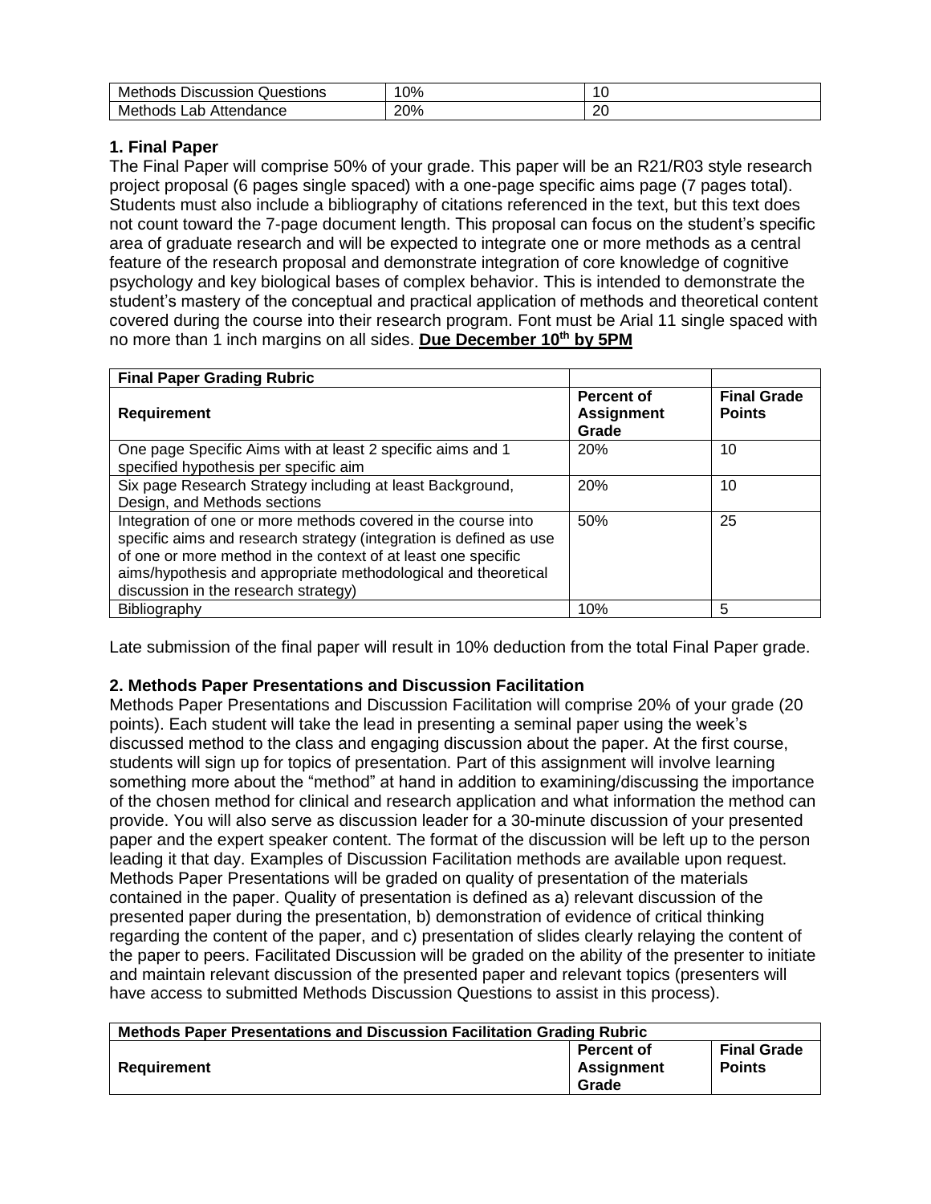| | | |
|---|---|---|
| Methods Discussion Questions | 10% | 10 |
| Methods Lab Attendance | 20% | 20 |

**1. Final Paper**

The Final Paper will comprise 50% of your grade. This paper will be an R21/R03 style research project proposal (6 pages single spaced) with a one-page specific aims page (7 pages total). Students must also include a bibliography of citations referenced in the text, but this text does not count toward the 7-page document length. This proposal can focus on the student's specific area of graduate research and will be expected to integrate one or more methods as a central feature of the research proposal and demonstrate integration of core knowledge of cognitive psychology and key biological bases of complex behavior. This is intended to demonstrate the student's mastery of the conceptual and practical application of methods and theoretical content covered during the course into their research program. Font must be Arial 11 single spaced with no more than 1 inch margins on all sides. **Due December 10th by 5PM**

| **Final Paper Grading Rubric** | | |
|---|---|---|
| **Requirement** | **Percent of Assignment Grade** | **Final Grade Points** |
| One page Specific Aims with at least 2 specific aims and 1 specified hypothesis per specific aim | 20% | 10 |
| Six page Research Strategy including at least Background, Design, and Methods sections | 20% | 10 |
| Integration of one or more methods covered in the course into specific aims and research strategy (integration is defined as use of one or more method in the context of at least one specific aims/hypothesis and appropriate methodological and theoretical discussion in the research strategy) | 50% | 25 |
| Bibliography | 10% | 5 |

Late submission of the final paper will result in 10% deduction from the total Final Paper grade.

**2. Methods Paper Presentations and Discussion Facilitation**

Methods Paper Presentations and Discussion Facilitation will comprise 20% of your grade (20 points). Each student will take the lead in presenting a seminal paper using the week's discussed method to the class and engaging discussion about the paper. At the first course, students will sign up for topics of presentation. Part of this assignment will involve learning something more about the "method" at hand in addition to examining/discussing the importance of the chosen method for clinical and research application and what information the method can provide. You will also serve as discussion leader for a 30-minute discussion of your presented paper and the expert speaker content. The format of the discussion will be left up to the person leading it that day. Examples of Discussion Facilitation methods are available upon request. Methods Paper Presentations will be graded on quality of presentation of the materials contained in the paper. Quality of presentation is defined as a) relevant discussion of the presented paper during the presentation, b) demonstration of evidence of critical thinking regarding the content of the paper, and c) presentation of slides clearly relaying the content of the paper to peers. Facilitated Discussion will be graded on the ability of the presenter to initiate and maintain relevant discussion of the presented paper and relevant topics (presenters will have access to submitted Methods Discussion Questions to assist in this process).

| **Methods Paper Presentations and Discussion Facilitation Grading Rubric** | | |
|---|---|---|
| **Requirement** | **Percent of Assignment Grade** | **Final Grade Points** |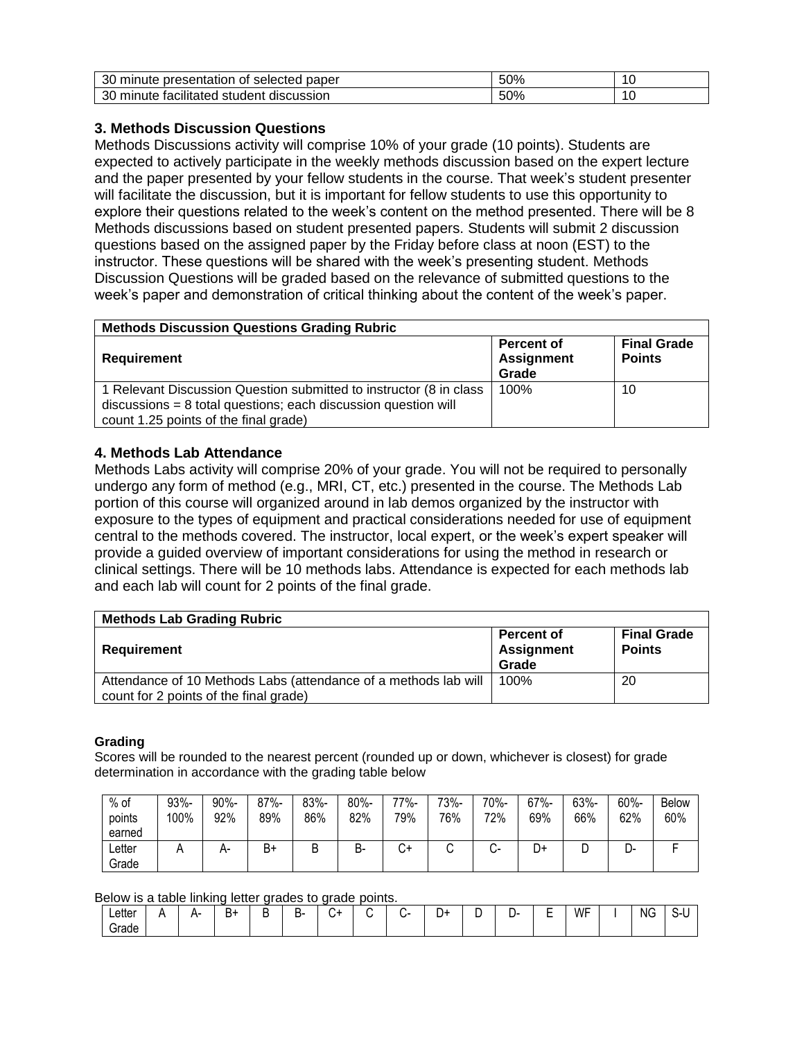| 30 minute presentation of selected paper | 50% | 10 |
| --- | --- | --- |
| 30 minute facilitated student discussion | 50% | 10 |

### 3. Methods Discussion Questions

Methods Discussions activity will comprise 10% of your grade (10 points). Students are expected to actively participate in the weekly methods discussion based on the expert lecture and the paper presented by your fellow students in the course. That week's student presenter will facilitate the discussion, but it is important for fellow students to use this opportunity to explore their questions related to the week's content on the method presented. There will be 8 Methods discussions based on student presented papers. Students will submit 2 discussion questions based on the assigned paper by the Friday before class at noon (EST) to the instructor. These questions will be shared with the week's presenting student. Methods Discussion Questions will be graded based on the relevance of submitted questions to the week's paper and demonstration of critical thinking about the content of the week's paper.

| **Methods Discussion Questions Grading Rubric** | | |
| --- | --- | --- |
| **Requirement** | **Percent of Assignment Grade** | **Final Grade Points** |
| 1 Relevant Discussion Question submitted to instructor (8 in class discussions = 8 total questions; each discussion question will count 1.25 points of the final grade) | 100% | 10 |

### 4. Methods Lab Attendance

Methods Labs activity will comprise 20% of your grade. You will not be required to personally undergo any form of method (e.g., MRI, CT, etc.) presented in the course. The Methods Lab portion of this course will organized around in lab demos organized by the instructor with exposure to the types of equipment and practical considerations needed for use of equipment central to the methods covered. The instructor, local expert, or the week's expert speaker will provide a guided overview of important considerations for using the method in research or clinical settings. There will be 10 methods labs. Attendance is expected for each methods lab and each lab will count for 2 points of the final grade.

| **Methods Lab Grading Rubric** | | |
| --- | --- | --- |
| **Requirement** | **Percent of Assignment Grade** | **Final Grade Points** |
| Attendance of 10 Methods Labs (attendance of a methods lab will count for 2 points of the final grade) | 100% | 20 |

#### Grading

Scores will be rounded to the nearest percent (rounded up or down, whichever is closest) for grade determination in accordance with the grading table below

| % of points earned | 93%-100% | 90%-92% | 87%-89% | 83%-86% | 80%-82% | 77%-79% | 73%-76% | 70%-72% | 67%-69% | 63%-66% | 60%-62% | Below 60% |
| --- | --- | --- | --- | --- | --- | --- | --- | --- | --- | --- | --- | --- |
| Letter Grade | A | A- | B+ | B | B- | C+ | C | C- | D+ | D | D- | F |

Below is a table linking letter grades to grade points.

| Letter Grade | A | A- | B+ | B | B- | C+ | C | C- | D+ | D | D- | E | WF | I | NG | S-U |
| --- | --- | --- | --- | --- | --- | --- | --- | --- | --- | --- | --- | --- | --- | --- | --- | --- |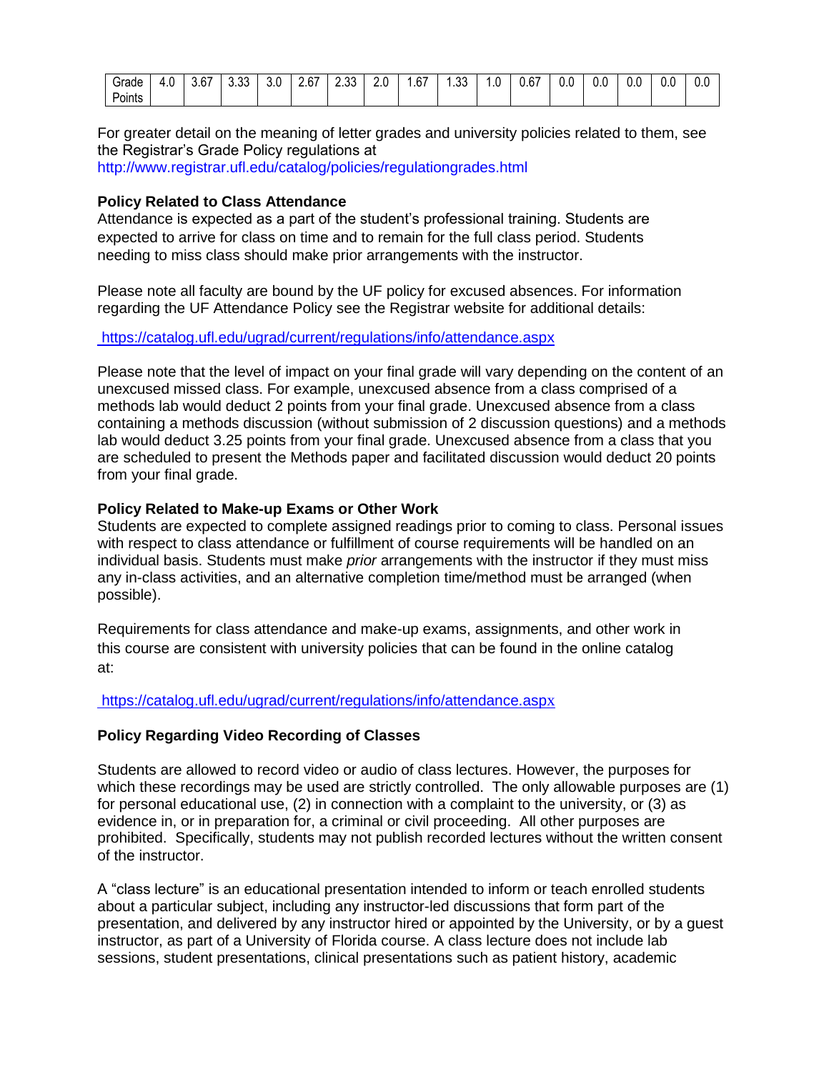| Grade Points | 4.0 | 3.67 | 3.33 | 3.0 | 2.67 | 2.33 | 2.0 | 1.67 | 1.33 | 1.0 | 0.67 | 0.0 | 0.0 | 0.0 | 0.0 | 0.0 |
|---|---|---|---|---|---|---|---|---|---|---|---|---|---|---|---|---|

For greater detail on the meaning of letter grades and university policies related to them, see the Registrar's Grade Policy regulations at http://www.registrar.ufl.edu/catalog/policies/regulationgrades.html

**Policy Related to Class Attendance**

Attendance is expected as a part of the student's professional training. Students are expected to arrive for class on time and to remain for the full class period. Students needing to miss class should make prior arrangements with the instructor.

Please note all faculty are bound by the UF policy for excused absences. For information regarding the UF Attendance Policy see the Registrar website for additional details:

https://catalog.ufl.edu/ugrad/current/regulations/info/attendance.aspx

Please note that the level of impact on your final grade will vary depending on the content of an unexcused missed class. For example, unexcused absence from a class comprised of a methods lab would deduct 2 points from your final grade. Unexcused absence from a class containing a methods discussion (without submission of 2 discussion questions) and a methods lab would deduct 3.25 points from your final grade. Unexcused absence from a class that you are scheduled to present the Methods paper and facilitated discussion would deduct 20 points from your final grade.

**Policy Related to Make-up Exams or Other Work**

Students are expected to complete assigned readings prior to coming to class. Personal issues with respect to class attendance or fulfillment of course requirements will be handled on an individual basis. Students must make *prior* arrangements with the instructor if they must miss any in-class activities, and an alternative completion time/method must be arranged (when possible).

Requirements for class attendance and make-up exams, assignments, and other work in this course are consistent with university policies that can be found in the online catalog at:

https://catalog.ufl.edu/ugrad/current/regulations/info/attendance.aspx

**Policy Regarding Video Recording of Classes**

Students are allowed to record video or audio of class lectures. However, the purposes for which these recordings may be used are strictly controlled. The only allowable purposes are (1) for personal educational use, (2) in connection with a complaint to the university, or (3) as evidence in, or in preparation for, a criminal or civil proceeding. All other purposes are prohibited. Specifically, students may not publish recorded lectures without the written consent of the instructor.

A "class lecture" is an educational presentation intended to inform or teach enrolled students about a particular subject, including any instructor-led discussions that form part of the presentation, and delivered by any instructor hired or appointed by the University, or by a guest instructor, as part of a University of Florida course. A class lecture does not include lab sessions, student presentations, clinical presentations such as patient history, academic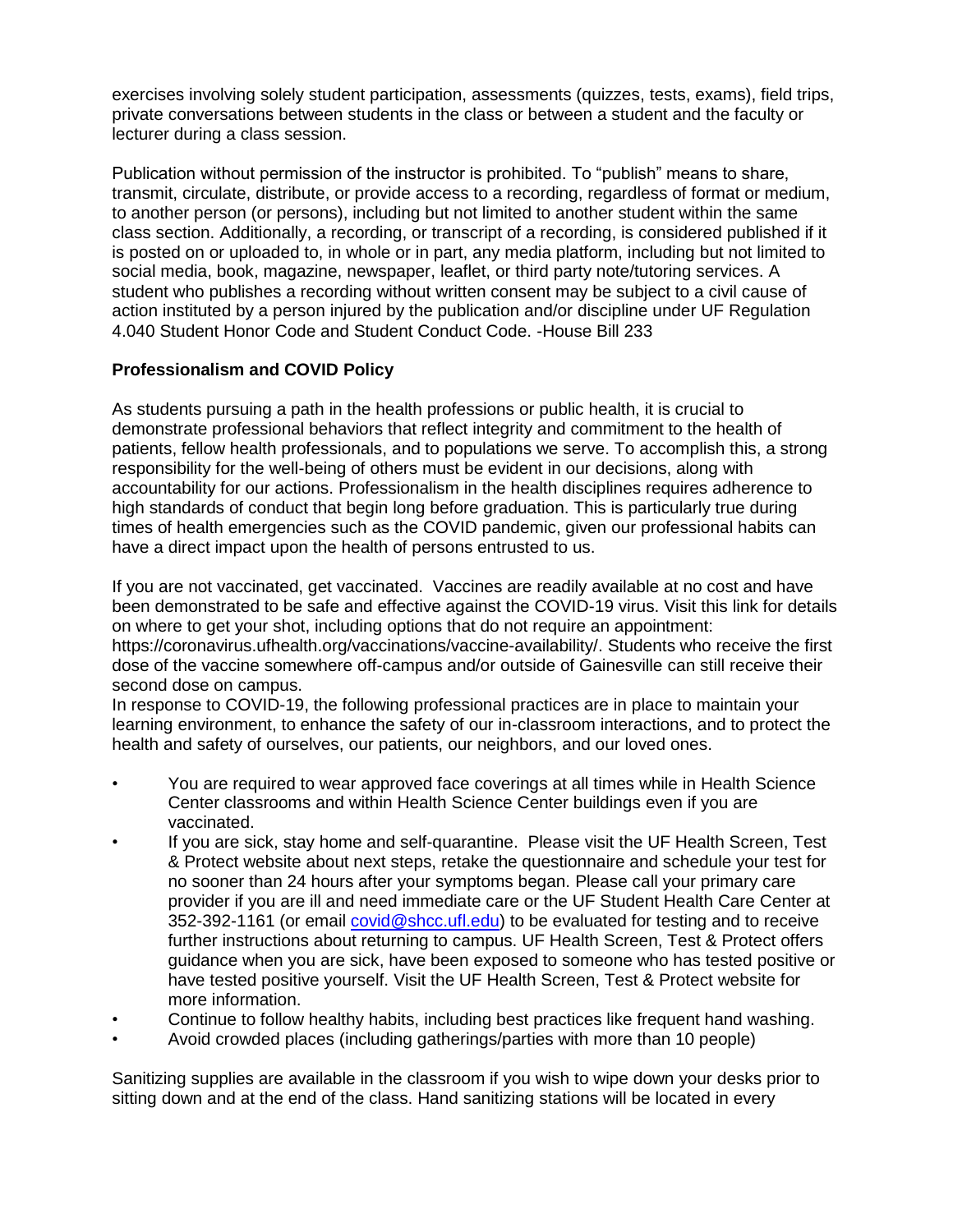exercises involving solely student participation, assessments (quizzes, tests, exams), field trips, private conversations between students in the class or between a student and the faculty or lecturer during a class session.

Publication without permission of the instructor is prohibited. To "publish" means to share, transmit, circulate, distribute, or provide access to a recording, regardless of format or medium, to another person (or persons), including but not limited to another student within the same class section. Additionally, a recording, or transcript of a recording, is considered published if it is posted on or uploaded to, in whole or in part, any media platform, including but not limited to social media, book, magazine, newspaper, leaflet, or third party note/tutoring services. A student who publishes a recording without written consent may be subject to a civil cause of action instituted by a person injured by the publication and/or discipline under UF Regulation 4.040 Student Honor Code and Student Conduct Code. -House Bill 233

**Professionalism and COVID Policy**

As students pursuing a path in the health professions or public health, it is crucial to demonstrate professional behaviors that reflect integrity and commitment to the health of patients, fellow health professionals, and to populations we serve. To accomplish this, a strong responsibility for the well-being of others must be evident in our decisions, along with accountability for our actions. Professionalism in the health disciplines requires adherence to high standards of conduct that begin long before graduation. This is particularly true during times of health emergencies such as the COVID pandemic, given our professional habits can have a direct impact upon the health of persons entrusted to us.

If you are not vaccinated, get vaccinated. Vaccines are readily available at no cost and have been demonstrated to be safe and effective against the COVID-19 virus. Visit this link for details on where to get your shot, including options that do not require an appointment: https://coronavirus.ufhealth.org/vaccinations/vaccine-availability/. Students who receive the first dose of the vaccine somewhere off-campus and/or outside of Gainesville can still receive their second dose on campus.
In response to COVID-19, the following professional practices are in place to maintain your learning environment, to enhance the safety of our in-classroom interactions, and to protect the health and safety of ourselves, our patients, our neighbors, and our loved ones.

- You are required to wear approved face coverings at all times while in Health Science Center classrooms and within Health Science Center buildings even if you are vaccinated.
- If you are sick, stay home and self-quarantine. Please visit the UF Health Screen, Test & Protect website about next steps, retake the questionnaire and schedule your test for no sooner than 24 hours after your symptoms began. Please call your primary care provider if you are ill and need immediate care or the UF Student Health Care Center at 352-392-1161 (or email covid@shcc.ufl.edu) to be evaluated for testing and to receive further instructions about returning to campus. UF Health Screen, Test & Protect offers guidance when you are sick, have been exposed to someone who has tested positive or have tested positive yourself. Visit the UF Health Screen, Test & Protect website for more information.
- Continue to follow healthy habits, including best practices like frequent hand washing.
- Avoid crowded places (including gatherings/parties with more than 10 people)

Sanitizing supplies are available in the classroom if you wish to wipe down your desks prior to sitting down and at the end of the class. Hand sanitizing stations will be located in every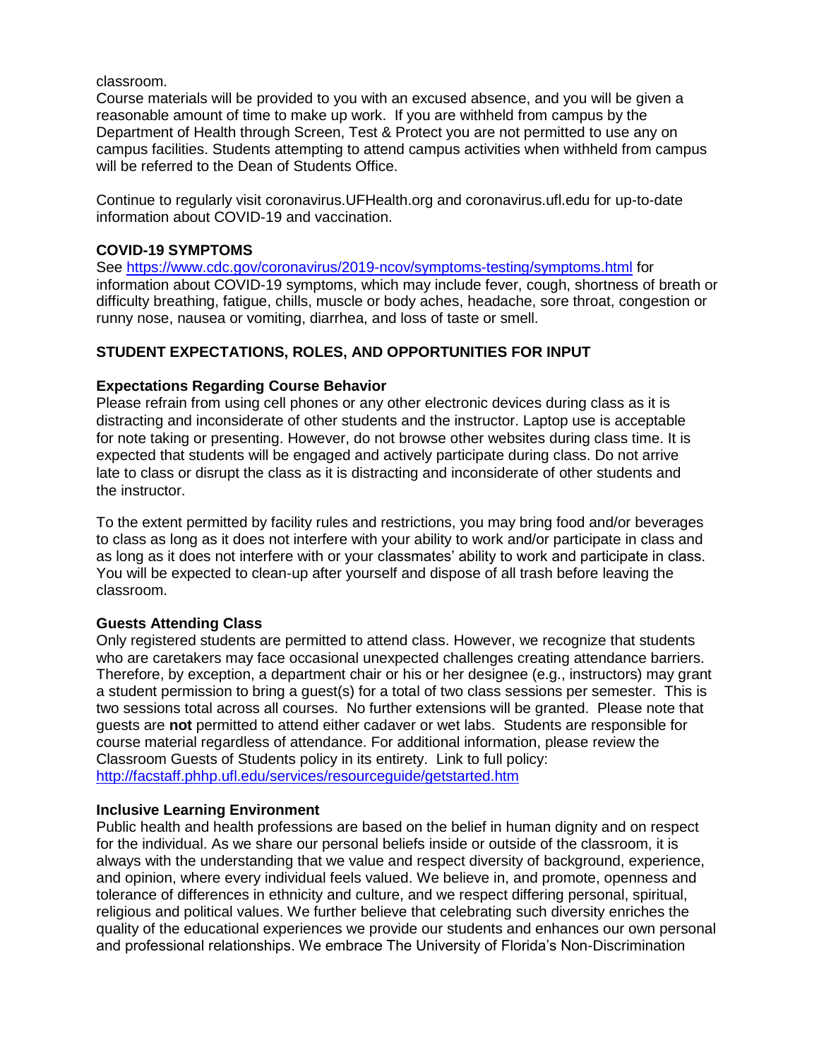classroom.

Course materials will be provided to you with an excused absence, and you will be given a reasonable amount of time to make up work. If you are withheld from campus by the Department of Health through Screen, Test & Protect you are not permitted to use any on campus facilities. Students attempting to attend campus activities when withheld from campus will be referred to the Dean of Students Office.

Continue to regularly visit coronavirus.UFHealth.org and coronavirus.ufl.edu for up-to-date information about COVID-19 and vaccination.

**COVID-19 SYMPTOMS**

See https://www.cdc.gov/coronavirus/2019-ncov/symptoms-testing/symptoms.html for information about COVID-19 symptoms, which may include fever, cough, shortness of breath or difficulty breathing, fatigue, chills, muscle or body aches, headache, sore throat, congestion or runny nose, nausea or vomiting, diarrhea, and loss of taste or smell.

## STUDENT EXPECTATIONS, ROLES, AND OPPORTUNITIES FOR INPUT

### Expectations Regarding Course Behavior

Please refrain from using cell phones or any other electronic devices during class as it is distracting and inconsiderate of other students and the instructor. Laptop use is acceptable for note taking or presenting. However, do not browse other websites during class time. It is expected that students will be engaged and actively participate during class. Do not arrive late to class or disrupt the class as it is distracting and inconsiderate of other students and the instructor.

To the extent permitted by facility rules and restrictions, you may bring food and/or beverages to class as long as it does not interfere with your ability to work and/or participate in class and as long as it does not interfere with or your classmates' ability to work and participate in class. You will be expected to clean-up after yourself and dispose of all trash before leaving the classroom.

### Guests Attending Class

Only registered students are permitted to attend class. However, we recognize that students who are caretakers may face occasional unexpected challenges creating attendance barriers. Therefore, by exception, a department chair or his or her designee (e.g., instructors) may grant a student permission to bring a guest(s) for a total of two class sessions per semester. This is two sessions total across all courses. No further extensions will be granted. Please note that guests are **not** permitted to attend either cadaver or wet labs. Students are responsible for course material regardless of attendance. For additional information, please review the Classroom Guests of Students policy in its entirety. Link to full policy: http://facstaff.phhp.ufl.edu/services/resourceguide/getstarted.htm

### Inclusive Learning Environment

Public health and health professions are based on the belief in human dignity and on respect for the individual. As we share our personal beliefs inside or outside of the classroom, it is always with the understanding that we value and respect diversity of background, experience, and opinion, where every individual feels valued. We believe in, and promote, openness and tolerance of differences in ethnicity and culture, and we respect differing personal, spiritual, religious and political values. We further believe that celebrating such diversity enriches the quality of the educational experiences we provide our students and enhances our own personal and professional relationships. We embrace The University of Florida's Non-Discrimination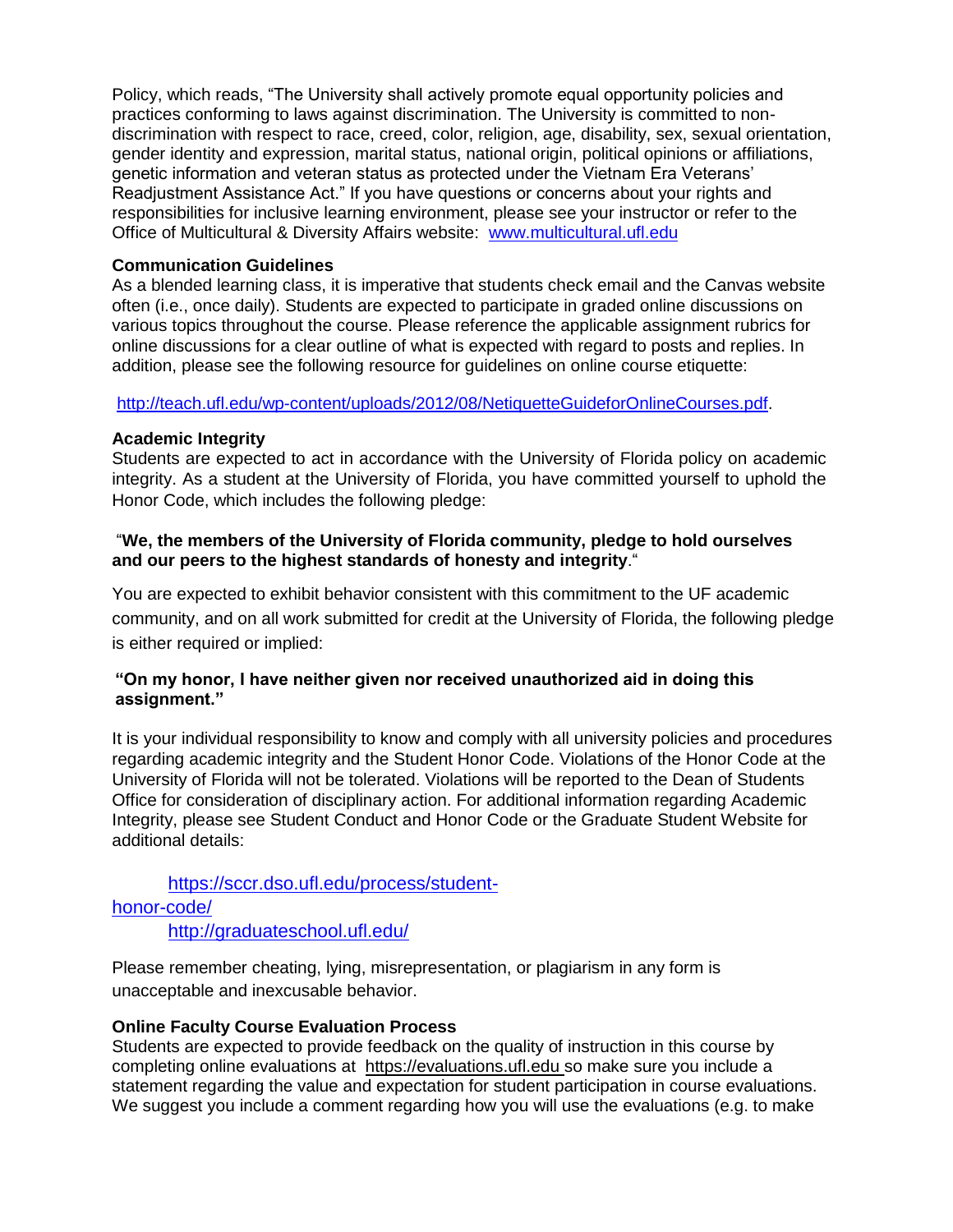Policy, which reads, "The University shall actively promote equal opportunity policies and practices conforming to laws against discrimination. The University is committed to non-discrimination with respect to race, creed, color, religion, age, disability, sex, sexual orientation, gender identity and expression, marital status, national origin, political opinions or affiliations, genetic information and veteran status as protected under the Vietnam Era Veterans' Readjustment Assistance Act." If you have questions or concerns about your rights and responsibilities for inclusive learning environment, please see your instructor or refer to the Office of Multicultural & Diversity Affairs website: www.multicultural.ufl.edu

**Communication Guidelines**

As a blended learning class, it is imperative that students check email and the Canvas website often (i.e., once daily). Students are expected to participate in graded online discussions on various topics throughout the course. Please reference the applicable assignment rubrics for online discussions for a clear outline of what is expected with regard to posts and replies. In addition, please see the following resource for guidelines on online course etiquette:

http://teach.ufl.edu/wp-content/uploads/2012/08/NetiquetteGuideforOnlineCourses.pdf.

**Academic Integrity**

Students are expected to act in accordance with the University of Florida policy on academic integrity. As a student at the University of Florida, you have committed yourself to uphold the Honor Code, which includes the following pledge:

"**We, the members of the University of Florida community, pledge to hold ourselves and our peers to the highest standards of honesty and integrity**."

You are expected to exhibit behavior consistent with this commitment to the UF academic community, and on all work submitted for credit at the University of Florida, the following pledge is either required or implied:

**"On my honor, I have neither given nor received unauthorized aid in doing this assignment."**

It is your individual responsibility to know and comply with all university policies and procedures regarding academic integrity and the Student Honor Code. Violations of the Honor Code at the University of Florida will not be tolerated. Violations will be reported to the Dean of Students Office for consideration of disciplinary action. For additional information regarding Academic Integrity, please see Student Conduct and Honor Code or the Graduate Student Website for additional details:

https://sccr.dso.ufl.edu/process/student-honor-code/

http://graduateschool.ufl.edu/

Please remember cheating, lying, misrepresentation, or plagiarism in any form is unacceptable and inexcusable behavior.

**Online Faculty Course Evaluation Process**

Students are expected to provide feedback on the quality of instruction in this course by completing online evaluations at https://evaluations.ufl.edu so make sure you include a statement regarding the value and expectation for student participation in course evaluations. We suggest you include a comment regarding how you will use the evaluations (e.g. to make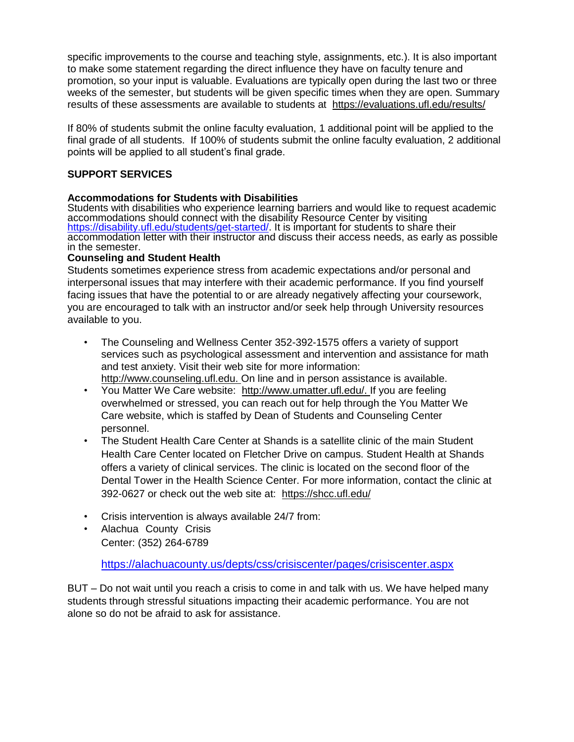specific improvements to the course and teaching style, assignments, etc.). It is also important to make some statement regarding the direct influence they have on faculty tenure and promotion, so your input is valuable. Evaluations are typically open during the last two or three weeks of the semester, but students will be given specific times when they are open. Summary results of these assessments are available to students at https://evaluations.ufl.edu/results/

If 80% of students submit the online faculty evaluation, 1 additional point will be applied to the final grade of all students. If 100% of students submit the online faculty evaluation, 2 additional points will be applied to all student's final grade.

## SUPPORT SERVICES

### Accommodations for Students with Disabilities

Students with disabilities who experience learning barriers and would like to request academic accommodations should connect with the disability Resource Center by visiting https://disability.ufl.edu/students/get-started/. It is important for students to share their accommodation letter with their instructor and discuss their access needs, as early as possible in the semester.

### Counseling and Student Health

Students sometimes experience stress from academic expectations and/or personal and interpersonal issues that may interfere with their academic performance. If you find yourself facing issues that have the potential to or are already negatively affecting your coursework, you are encouraged to talk with an instructor and/or seek help through University resources available to you.

- The Counseling and Wellness Center 352-392-1575 offers a variety of support services such as psychological assessment and intervention and assistance for math and test anxiety. Visit their web site for more information: http://www.counseling.ufl.edu. On line and in person assistance is available.
- You Matter We Care website: http://www.umatter.ufl.edu/. If you are feeling overwhelmed or stressed, you can reach out for help through the You Matter We Care website, which is staffed by Dean of Students and Counseling Center personnel.
- The Student Health Care Center at Shands is a satellite clinic of the main Student Health Care Center located on Fletcher Drive on campus. Student Health at Shands offers a variety of clinical services. The clinic is located on the second floor of the Dental Tower in the Health Science Center. For more information, contact the clinic at 392-0627 or check out the web site at: https://shcc.ufl.edu/

- Crisis intervention is always available 24/7 from:
- Alachua County Crisis Center: (352) 264-6789

  https://alachuacounty.us/depts/css/crisiscenter/pages/crisiscenter.aspx

BUT – Do not wait until you reach a crisis to come in and talk with us. We have helped many students through stressful situations impacting their academic performance. You are not alone so do not be afraid to ask for assistance.